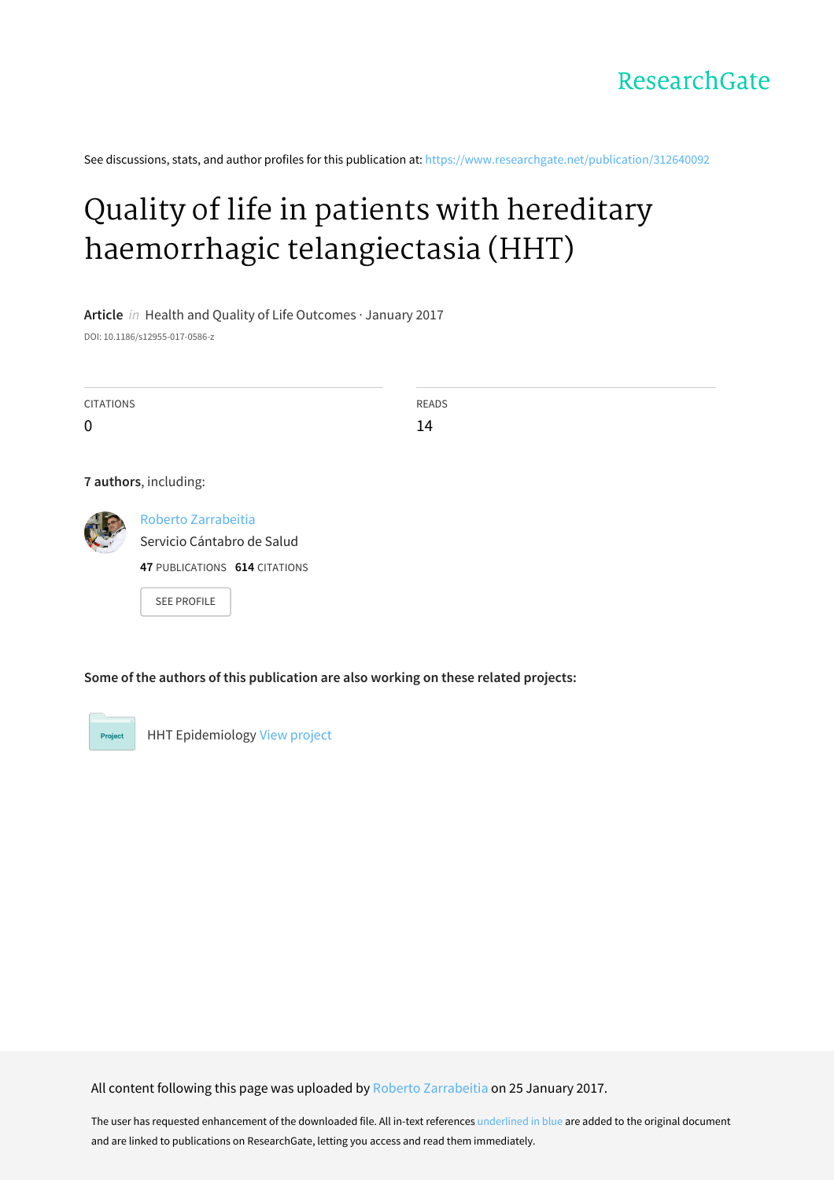ResearchGate

See discussions, stats, and author profiles for this publication at: https://www.researchgate.net/publication/312640092

# Quality of life in patients with hereditary haemorrhagic telangiectasia (HHT)

**Article** *in* Health and Quality of Life Outcomes · January 2017

DOI: 10.1186/s12955-017-0586-z

| CITATIONS | READS |
| --- | --- |
| 0 | 14 |

**7 authors**, including:

Roberto Zarrabeitia
Servicio Cántabro de Salud
**47** PUBLICATIONS **614** CITATIONS

SEE PROFILE

**Some of the authors of this publication are also working on these related projects:**

HHT Epidemiology View project

All content following this page was uploaded by Roberto Zarrabeitia on 25 January 2017.

The user has requested enhancement of the downloaded file. All in-text references underlined in blue are added to the original document and are linked to publications on ResearchGate, letting you access and read them immediately.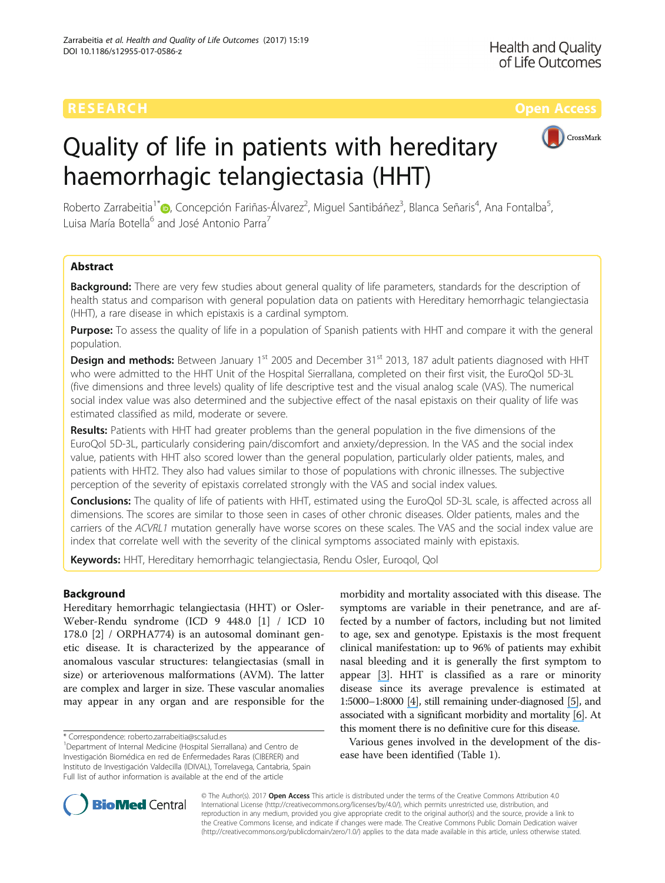# Quality of life in patients with hereditary haemorrhagic telangiectasia (HHT)

Roberto Zarrabeitia[1*], Concepción Fariñas-Álvarez[2], Miguel Santibáñez[3], Blanca Señaris[4], Ana Fontalba[5], Luisa María Botella[6] and José Antonio Parra[7]

## Abstract

**Background:** There are very few studies about general quality of life parameters, standards for the description of health status and comparison with general population data on patients with Hereditary hemorrhagic telangiectasia (HHT), a rare disease in which epistaxis is a cardinal symptom.

**Purpose:** To assess the quality of life in a population of Spanish patients with HHT and compare it with the general population.

**Design and methods:** Between January 1st 2005 and December 31st 2013, 187 adult patients diagnosed with HHT who were admitted to the HHT Unit of the Hospital Sierrallana, completed on their first visit, the EuroQol 5D-3L (five dimensions and three levels) quality of life descriptive test and the visual analog scale (VAS). The numerical social index value was also determined and the subjective effect of the nasal epistaxis on their quality of life was estimated classified as mild, moderate or severe.

**Results:** Patients with HHT had greater problems than the general population in the five dimensions of the EuroQol 5D-3L, particularly considering pain/discomfort and anxiety/depression. In the VAS and the social index value, patients with HHT also scored lower than the general population, particularly older patients, males, and patients with HHT2. They also had values similar to those of populations with chronic illnesses. The subjective perception of the severity of epistaxis correlated strongly with the VAS and social index values.

**Conclusions:** The quality of life of patients with HHT, estimated using the EuroQol 5D-3L scale, is affected across all dimensions. The scores are similar to those seen in cases of other chronic diseases. Older patients, males and the carriers of the *ACVRL1* mutation generally have worse scores on these scales. The VAS and the social index value are index that correlate well with the severity of the clinical symptoms associated mainly with epistaxis.

**Keywords:** HHT, Hereditary hemorrhagic telangiectasia, Rendu Osler, Euroqol, Qol

## Background

Hereditary hemorrhagic telangiectasia (HHT) or Osler-Weber-Rendu syndrome (ICD 9 448.0 [1] / ICD 10 178.0 [2] / ORPHA774) is an autosomal dominant genetic disease. It is characterized by the appearance of anomalous vascular structures: telangiectasias (small in size) or arteriovenous malformations (AVM). The latter are complex and larger in size. These vascular anomalies may appear in any organ and are responsible for the morbidity and mortality associated with this disease. The symptoms are variable in their penetrance, and are affected by a number of factors, including but not limited to age, sex and genotype. Epistaxis is the most frequent clinical manifestation: up to 96% of patients may exhibit nasal bleeding and it is generally the first symptom to appear [3]. HHT is classified as a rare or minority disease since its average prevalence is estimated at 1:5000–1:8000 [4], still remaining under-diagnosed [5], and associated with a significant morbidity and mortality [6]. At this moment there is no definitive cure for this disease.

Various genes involved in the development of the disease have been identified (Table 1).

* Correspondence: roberto.zarrabeitia@scsalud.es
[1]Department of Internal Medicine (Hospital Sierrallana) and Centro de Investigación Biomédica en red de Enfermedades Raras (CIBERER) and Instituto de Investigación Valdecilla (IDIVAL), Torrelavega, Cantabria, Spain
Full list of author information is available at the end of the article

© The Author(s). 2017 **Open Access** This article is distributed under the terms of the Creative Commons Attribution 4.0 International License (http://creativecommons.org/licenses/by/4.0/), which permits unrestricted use, distribution, and reproduction in any medium, provided you give appropriate credit to the original author(s) and the source, provide a link to the Creative Commons license, and indicate if changes were made. The Creative Commons Public Domain Dedication waiver (http://creativecommons.org/publicdomain/zero/1.0/) applies to the data made available in this article, unless otherwise stated.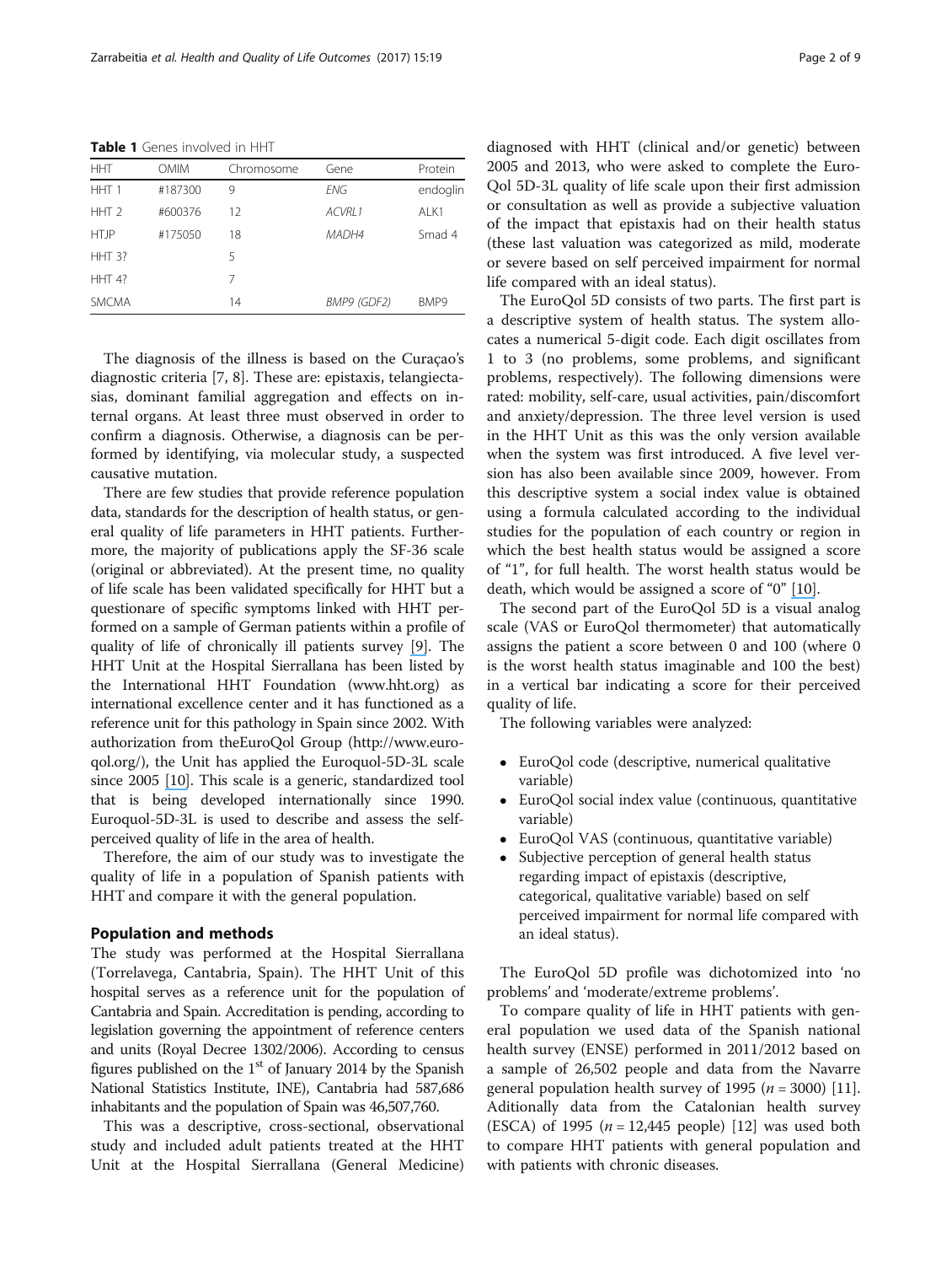**Table 1** Genes involved in HHT

| HHT | OMIM | Chromosome | Gene | Protein |
| --- | --- | --- | --- | --- |
| HHT 1 | #187300 | 9 | *ENG* | endoglin |
| HHT 2 | #600376 | 12 | *ACVRL1* | ALK1 |
| HTJP | #175050 | 18 | *MADH4* | Smad 4 |
| HHT 3? | | 5 | | |
| HHT 4? | | 7 | | |
| SMCMA | | 14 | *BMP9 (GDF2)* | BMP9 |

The diagnosis of the illness is based on the Curaçao's diagnostic criteria [7, 8]. These are: epistaxis, telangiectasias, dominant familial aggregation and effects on internal organs. At least three must observed in order to confirm a diagnosis. Otherwise, a diagnosis can be performed by identifying, via molecular study, a suspected causative mutation.

There are few studies that provide reference population data, standards for the description of health status, or general quality of life parameters in HHT patients. Furthermore, the majority of publications apply the SF-36 scale (original or abbreviated). At the present time, no quality of life scale has been validated specifically for HHT but a questionare of specific symptoms linked with HHT performed on a sample of German patients within a profile of quality of life of chronically ill patients survey [9]. The HHT Unit at the Hospital Sierrallana has been listed by the International HHT Foundation (www.hht.org) as international excellence center and it has functioned as a reference unit for this pathology in Spain since 2002. With authorization from theEuroQol Group (http://www.euroqol.org/), the Unit has applied the Euroquol-5D-3L scale since 2005 [10]. This scale is a generic, standardized tool that is being developed internationally since 1990. Euroquol-5D-3L is used to describe and assess the self-perceived quality of life in the area of health.

Therefore, the aim of our study was to investigate the quality of life in a population of Spanish patients with HHT and compare it with the general population.

## Population and methods

The study was performed at the Hospital Sierrallana (Torrelavega, Cantabria, Spain). The HHT Unit of this hospital serves as a reference unit for the population of Cantabria and Spain. Accreditation is pending, according to legislation governing the appointment of reference centers and units (Royal Decree 1302/2006). According to census figures published on the 1st of January 2014 by the Spanish National Statistics Institute, INE), Cantabria had 587,686 inhabitants and the population of Spain was 46,507,760.

This was a descriptive, cross-sectional, observational study and included adult patients treated at the HHT Unit at the Hospital Sierrallana (General Medicine) diagnosed with HHT (clinical and/or genetic) between 2005 and 2013, who were asked to complete the EuroQol 5D-3L quality of life scale upon their first admission or consultation as well as provide a subjective valuation of the impact that epistaxis had on their health status (these last valuation was categorized as mild, moderate or severe based on self perceived impairment for normal life compared with an ideal status).

The EuroQol 5D consists of two parts. The first part is a descriptive system of health status. The system allocates a numerical 5-digit code. Each digit oscillates from 1 to 3 (no problems, some problems, and significant problems, respectively). The following dimensions were rated: mobility, self-care, usual activities, pain/discomfort and anxiety/depression. The three level version is used in the HHT Unit as this was the only version available when the system was first introduced. A five level version has also been available since 2009, however. From this descriptive system a social index value is obtained using a formula calculated according to the individual studies for the population of each country or region in which the best health status would be assigned a score of "1", for full health. The worst health status would be death, which would be assigned a score of "0" [10].

The second part of the EuroQol 5D is a visual analog scale (VAS or EuroQol thermometer) that automatically assigns the patient a score between 0 and 100 (where 0 is the worst health status imaginable and 100 the best) in a vertical bar indicating a score for their perceived quality of life.

The following variables were analyzed:

- EuroQol code (descriptive, numerical qualitative variable)
- EuroQol social index value (continuous, quantitative variable)
- EuroQol VAS (continuous, quantitative variable)
- Subjective perception of general health status regarding impact of epistaxis (descriptive, categorical, qualitative variable) based on self perceived impairment for normal life compared with an ideal status).

The EuroQol 5D profile was dichotomized into 'no problems' and 'moderate/extreme problems'.

To compare quality of life in HHT patients with general population we used data of the Spanish national health survey (ENSE) performed in 2011/2012 based on a sample of 26,502 people and data from the Navarre general population health survey of 1995 ($n = 3000$) [11]. Aditionally data from the Catalonian health survey (ESCA) of 1995 ($n = 12,445$ people) [12] was used both to compare HHT patients with general population and with patients with chronic diseases.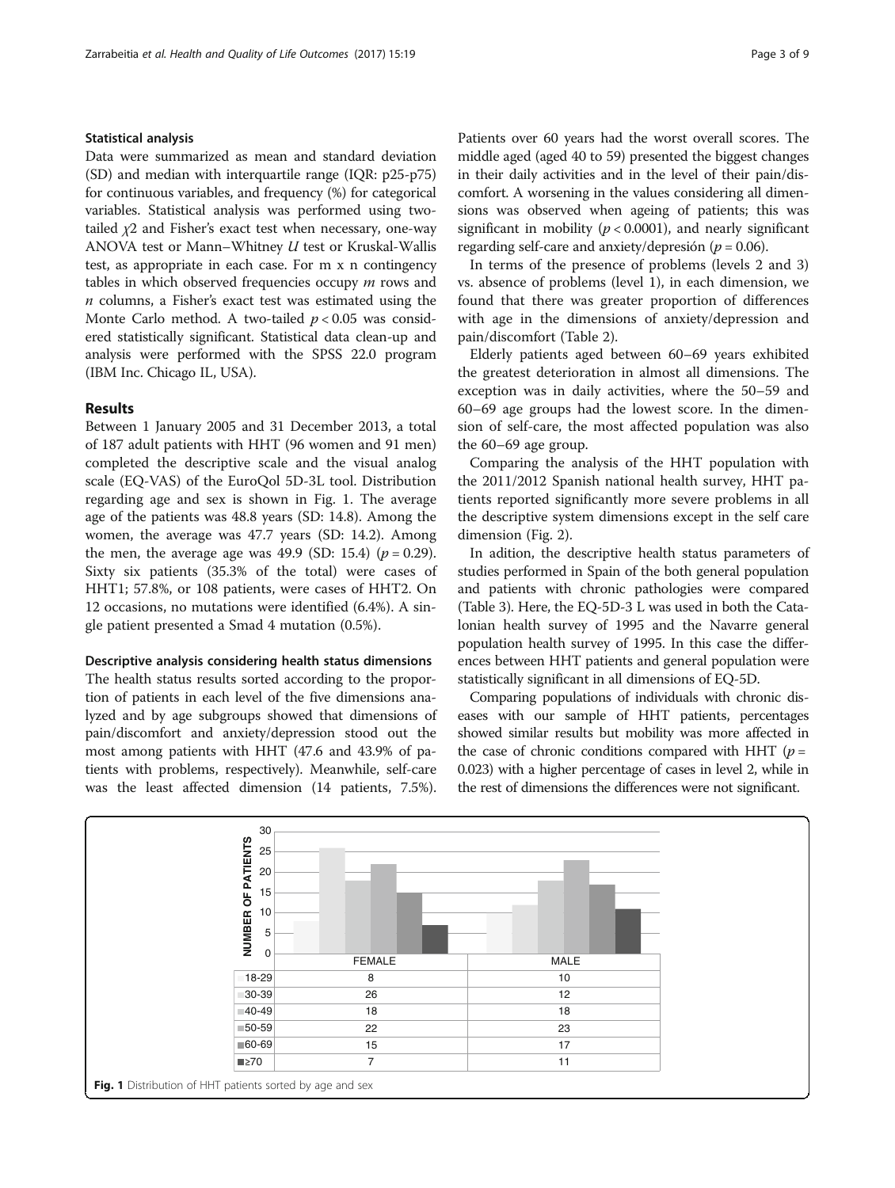### Statistical analysis

Data were summarized as mean and standard deviation (SD) and median with interquartile range (IQR: p25-p75) for continuous variables, and frequency (%) for categorical variables. Statistical analysis was performed using two-tailed $\chi 2$ and Fisher's exact test when necessary, one-way ANOVA test or Mann–Whitney *U* test or Kruskal-Wallis test, as appropriate in each case. For m x n contingency tables in which observed frequencies occupy *m* rows and *n* columns, a Fisher's exact test was estimated using the Monte Carlo method. A two-tailed $p < 0.05$ was considered statistically significant. Statistical data clean-up and analysis were performed with the SPSS 22.0 program (IBM Inc. Chicago IL, USA).

## Results

Between 1 January 2005 and 31 December 2013, a total of 187 adult patients with HHT (96 women and 91 men) completed the descriptive scale and the visual analog scale (EQ-VAS) of the EuroQol 5D-3L tool. Distribution regarding age and sex is shown in Fig. 1. The average age of the patients was 48.8 years (SD: 14.8). Among the women, the average was 47.7 years (SD: 14.2). Among the men, the average age was 49.9 (SD: 15.4) ($p = 0.29$). Sixty six patients (35.3% of the total) were cases of HHT1; 57.8%, or 108 patients, were cases of HHT2. On 12 occasions, no mutations were identified (6.4%). A single patient presented a Smad 4 mutation (0.5%).

### Descriptive analysis considering health status dimensions

The health status results sorted according to the proportion of patients in each level of the five dimensions analyzed and by age subgroups showed that dimensions of pain/discomfort and anxiety/depression stood out the most among patients with HHT (47.6 and 43.9% of patients with problems, respectively). Meanwhile, self-care was the least affected dimension (14 patients, 7.5%). Patients over 60 years had the worst overall scores. The middle aged (aged 40 to 59) presented the biggest changes in their daily activities and in the level of their pain/discomfort. A worsening in the values considering all dimensions was observed when ageing of patients; this was significant in mobility ($p < 0.0001$), and nearly significant regarding self-care and anxiety/depresión ($p = 0.06$).

In terms of the presence of problems (levels 2 and 3) vs. absence of problems (level 1), in each dimension, we found that there was greater proportion of differences with age in the dimensions of anxiety/depression and pain/discomfort (Table 2).

Elderly patients aged between 60–69 years exhibited the greatest deterioration in almost all dimensions. The exception was in daily activities, where the 50–59 and 60–69 age groups had the lowest score. In the dimension of self-care, the most affected population was also the 60–69 age group.

Comparing the analysis of the HHT population with the 2011/2012 Spanish national health survey, HHT patients reported significantly more severe problems in all the descriptive system dimensions except in the self care dimension (Fig. 2).

In adition, the descriptive health status parameters of studies performed in Spain of the both general population and patients with chronic pathologies were compared (Table 3). Here, the EQ-5D-3 L was used in both the Catalonian health survey of 1995 and the Navarre general population health survey of 1995. In this case the differences between HHT patients and general population were statistically significant in all dimensions of EQ-5D.

Comparing populations of individuals with chronic diseases with our sample of HHT patients, percentages showed similar results but mobility was more affected in the case of chronic conditions compared with HHT ($p = 0.023$) with a higher percentage of cases in level 2, while in the rest of dimensions the differences were not significant.

| | FEMALE | MALE |
|---|---|---|
| 18-29 | 8 | 10 |
| 30-39 | 26 | 12 |
| 40-49 | 18 | 18 |
| 50-59 | 22 | 23 |
| 60-69 | 15 | 17 |
| ≥70 | 7 | 11 |

**Fig. 1** Distribution of HHT patients sorted by age and sex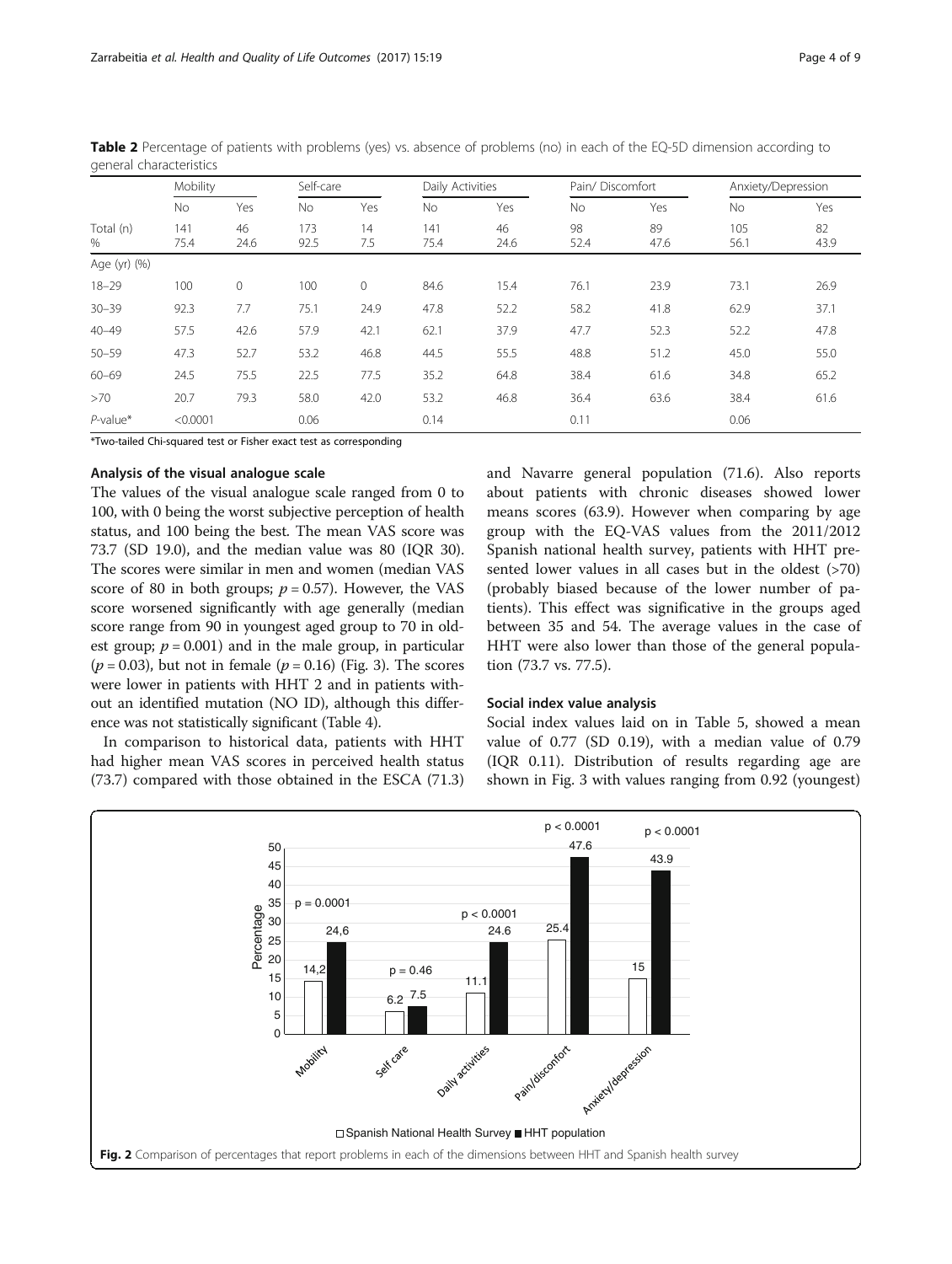**Table 2** Percentage of patients with problems (yes) vs. absence of problems (no) in each of the EQ-5D dimension according to general characteristics

| | Mobility | | Self-care | | Daily Activities | | Pain/ Discomfort | | Anxiety/Depression | |
|---|---|---|---|---|---|---|---|---|---|---|
| | No | Yes | No | Yes | No | Yes | No | Yes | No | Yes |
| Total (n) % | 141 75.4 | 46 24.6 | 173 92.5 | 14 7.5 | 141 75.4 | 46 24.6 | 98 52.4 | 89 47.6 | 105 56.1 | 82 43.9 |
| Age (yr) (%) | | | | | | | | | | |
| 18–29 | 100 | 0 | 100 | 0 | 84.6 | 15.4 | 76.1 | 23.9 | 73.1 | 26.9 |
| 30–39 | 92.3 | 7.7 | 75.1 | 24.9 | 47.8 | 52.2 | 58.2 | 41.8 | 62.9 | 37.1 |
| 40–49 | 57.5 | 42.6 | 57.9 | 42.1 | 62.1 | 37.9 | 47.7 | 52.3 | 52.2 | 47.8 |
| 50–59 | 47.3 | 52.7 | 53.2 | 46.8 | 44.5 | 55.5 | 48.8 | 51.2 | 45.0 | 55.0 |
| 60–69 | 24.5 | 75.5 | 22.5 | 77.5 | 35.2 | 64.8 | 38.4 | 61.6 | 34.8 | 65.2 |
| >70 | 20.7 | 79.3 | 58.0 | 42.0 | 53.2 | 46.8 | 36.4 | 63.6 | 38.4 | 61.6 |
| *P*-value* | <0.0001 | | 0.06 | | 0.14 | | 0.11 | | 0.06 | |

*Two-tailed Chi-squared test or Fisher exact test as corresponding

### Analysis of the visual analogue scale

The values of the visual analogue scale ranged from 0 to 100, with 0 being the worst subjective perception of health status, and 100 being the best. The mean VAS score was 73.7 (SD 19.0), and the median value was 80 (IQR 30). The scores were similar in men and women (median VAS score of 80 in both groups; $p = 0.57$). However, the VAS score worsened significantly with age generally (median score range from 90 in youngest aged group to 70 in oldest group; $p = 0.001$) and in the male group, in particular ($p = 0.03$), but not in female ($p = 0.16$) (Fig. 3). The scores were lower in patients with HHT 2 and in patients without an identified mutation (NO ID), although this difference was not statistically significant (Table 4).

In comparison to historical data, patients with HHT had higher mean VAS scores in perceived health status (73.7) compared with those obtained in the ESCA (71.3) and Navarre general population (71.6). Also reports about patients with chronic diseases showed lower means scores (63.9). However when comparing by age group with the EQ-VAS values from the 2011/2012 Spanish national health survey, patients with HHT presented lower values in all cases but in the oldest (>70) (probably biased because of the lower number of patients). This effect was significative in the groups aged between 35 and 54. The average values in the case of HHT were also lower than those of the general population (73.7 vs. 77.5).

### Social index value analysis

Social index values laid on in Table 5, showed a mean value of 0.77 (SD 0.19), with a median value of 0.79 (IQR 0.11). Distribution of results regarding age are shown in Fig. 3 with values ranging from 0.92 (youngest)

**Fig. 2** Comparison of percentages that report problems in each of the dimensions between HHT and Spanish health survey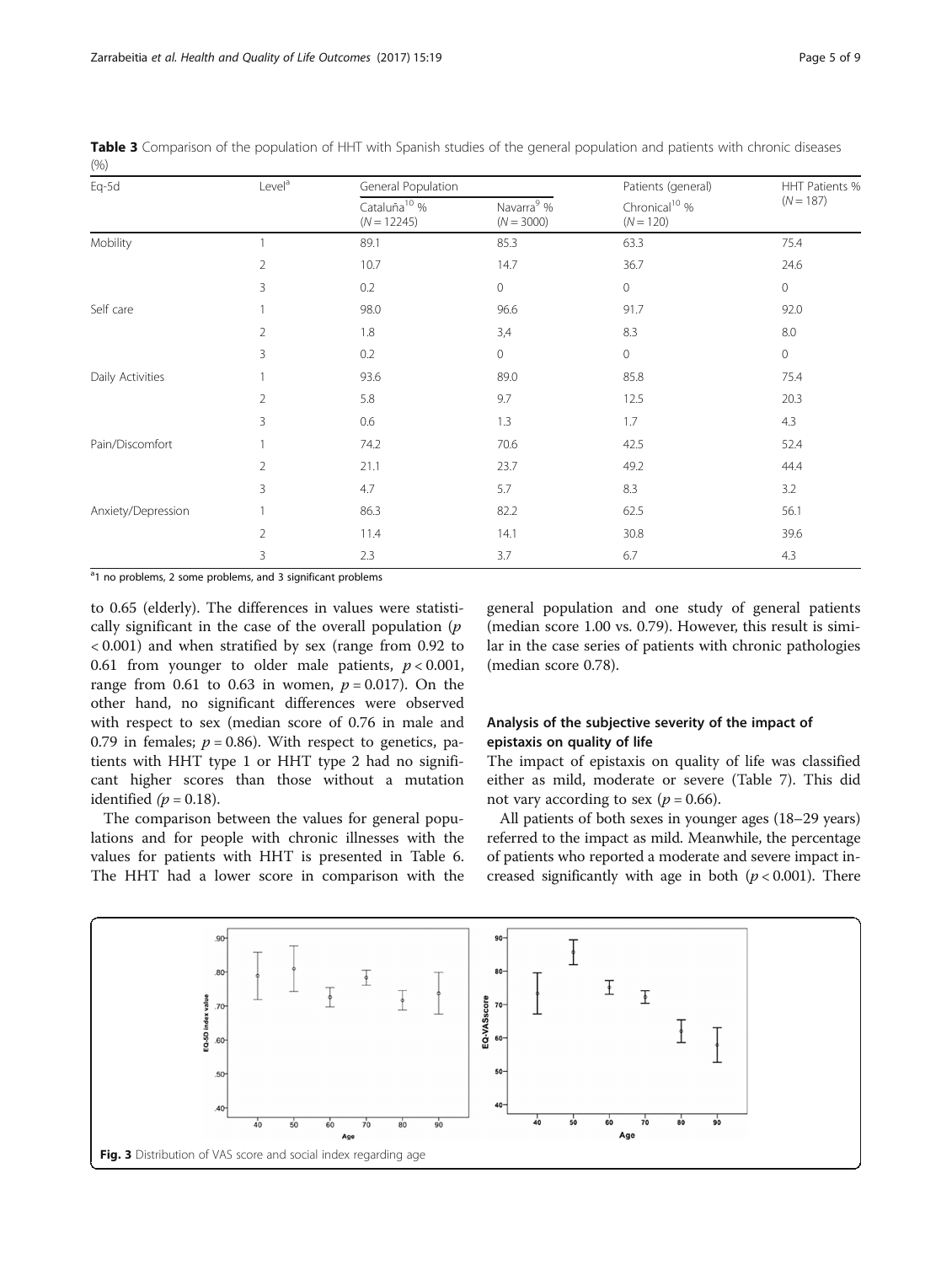**Table 3** Comparison of the population of HHT with Spanish studies of the general population and patients with chronic diseases (%)

| Eq-5d | Level[a] | General Population | | Patients (general) | HHT Patients % ($N = 187$) |
|---|---|---|---|---|---|
| | | Cataluña[10] % ($N = 12245$) | Navarra[9] % ($N = 3000$) | Chronical[10] % ($N = 120$) | |
| Mobility | 1 | 89.1 | 85.3 | 63.3 | 75.4 |
| | 2 | 10.7 | 14.7 | 36.7 | 24.6 |
| | 3 | 0.2 | 0 | 0 | 0 |
| Self care | 1 | 98.0 | 96.6 | 91.7 | 92.0 |
| | 2 | 1.8 | 3,4 | 8.3 | 8.0 |
| | 3 | 0.2 | 0 | 0 | 0 |
| Daily Activities | 1 | 93.6 | 89.0 | 85.8 | 75.4 |
| | 2 | 5.8 | 9.7 | 12.5 | 20.3 |
| | 3 | 0.6 | 1.3 | 1.7 | 4.3 |
| Pain/Discomfort | 1 | 74.2 | 70.6 | 42.5 | 52.4 |
| | 2 | 21.1 | 23.7 | 49.2 | 44.4 |
| | 3 | 4.7 | 5.7 | 8.3 | 3.2 |
| Anxiety/Depression | 1 | 86.3 | 82.2 | 62.5 | 56.1 |
| | 2 | 11.4 | 14.1 | 30.8 | 39.6 |
| | 3 | 2.3 | 3.7 | 6.7 | 4.3 |

[a]1 no problems, 2 some problems, and 3 significant problems

to 0.65 (elderly). The differences in values were statistically significant in the case of the overall population ($p < 0.001$) and when stratified by sex (range from 0.92 to 0.61 from younger to older male patients, $p < 0.001$, range from 0.61 to 0.63 in women, $p = 0.017$). On the other hand, no significant differences were observed with respect to sex (median score of 0.76 in male and 0.79 in females; $p = 0.86$). With respect to genetics, patients with HHT type 1 or HHT type 2 had no significant higher scores than those without a mutation identified ($p = 0.18$).

The comparison between the values for general populations and for people with chronic illnesses with the values for patients with HHT is presented in Table 6. The HHT had a lower score in comparison with the general population and one study of general patients (median score 1.00 vs. 0.79). However, this result is similar in the case series of patients with chronic pathologies (median score 0.78).

### Analysis of the subjective severity of the impact of epistaxis on quality of life

The impact of epistaxis on quality of life was classified either as mild, moderate or severe (Table 7). This did not vary according to sex ($p = 0.66$).

All patients of both sexes in younger ages (18–29 years) referred to the impact as mild. Meanwhile, the percentage of patients who reported a moderate and severe impact increased significantly with age in both ($p < 0.001$). There

**Fig. 3** Distribution of VAS score and social index regarding age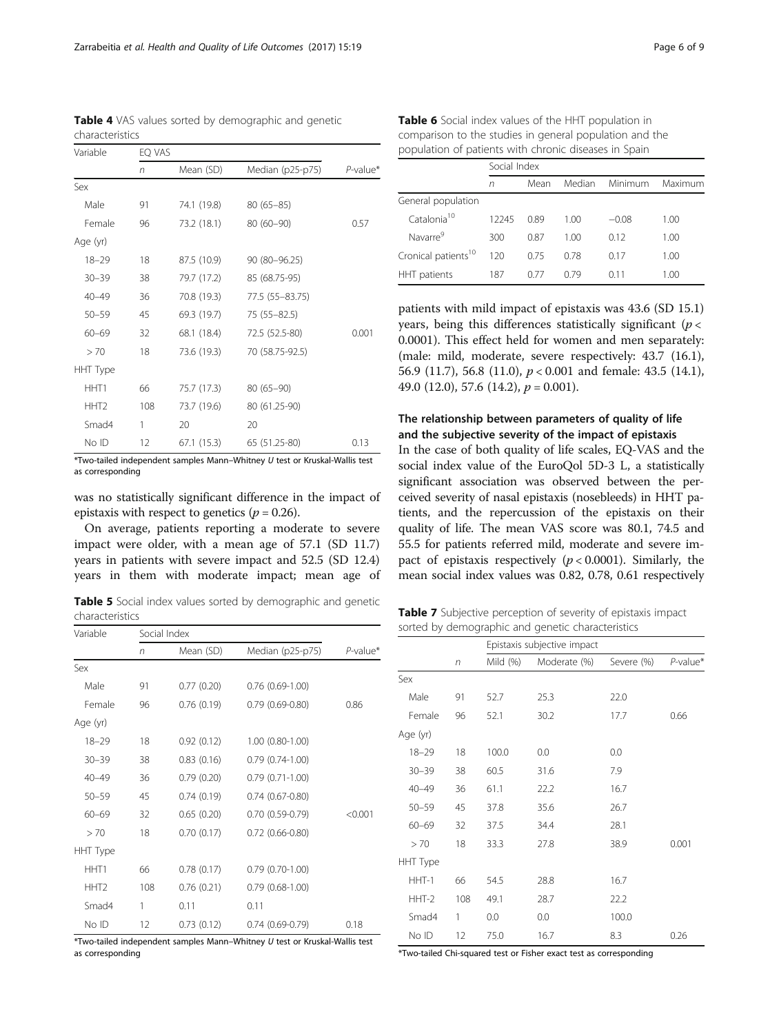**Table 4** VAS values sorted by demographic and genetic characteristics

| Variable | EQ VAS | | | |
|---|---|---|---|---|
| | *n* | Mean (SD) | Median (p25-p75) | *P*-value* |
| Sex | | | | |
| Male | 91 | 74.1 (19.8) | 80 (65–85) | |
| Female | 96 | 73.2 (18.1) | 80 (60–90) | 0.57 |
| Age (yr) | | | | |
| 18–29 | 18 | 87.5 (10.9) | 90 (80–96.25) | |
| 30–39 | 38 | 79.7 (17.2) | 85 (68.75-95) | |
| 40–49 | 36 | 70.8 (19.3) | 77.5 (55–83.75) | |
| 50–59 | 45 | 69.3 (19.7) | 75 (55–82.5) | |
| 60–69 | 32 | 68.1 (18.4) | 72.5 (52.5-80) | 0.001 |
| > 70 | 18 | 73.6 (19.3) | 70 (58.75-92.5) | |
| HHT Type | | | | |
| HHT1 | 66 | 75.7 (17.3) | 80 (65–90) | |
| HHT2 | 108 | 73.7 (19.6) | 80 (61.25-90) | |
| Smad4 | 1 | 20 | 20 | |
| No ID | 12 | 67.1 (15.3) | 65 (51.25-80) | 0.13 |

*Two-tailed independent samples Mann–Whitney *U* test or Kruskal-Wallis test as corresponding

was no statistically significant difference in the impact of epistaxis with respect to genetics ($p = 0.26$).

On average, patients reporting a moderate to severe impact were older, with a mean age of 57.1 (SD 11.7) years in patients with severe impact and 52.5 (SD 12.4) years in them with moderate impact; mean age of patients with mild impact of epistaxis was 43.6 (SD 15.1) years, being this differences statistically significant ($p < 0.0001$). This effect held for women and men separately: (male: mild, moderate, severe respectively: 43.7 (16.1), 56.9 (11.7), 56.8 (11.0), $p < 0.001$ and female: 43.5 (14.1), 49.0 (12.0), 57.6 (14.2), $p = 0.001$).

**Table 5** Social index values sorted by demographic and genetic characteristics

| Variable | Social Index | | | |
|---|---|---|---|---|
| | *n* | Mean (SD) | Median (p25-p75) | *P*-value* |
| Sex | | | | |
| Male | 91 | 0.77 (0.20) | 0.76 (0.69-1.00) | |
| Female | 96 | 0.76 (0.19) | 0.79 (0.69-0.80) | 0.86 |
| Age (yr) | | | | |
| 18–29 | 18 | 0.92 (0.12) | 1.00 (0.80-1.00) | |
| 30–39 | 38 | 0.83 (0.16) | 0.79 (0.74-1.00) | |
| 40–49 | 36 | 0.79 (0.20) | 0.79 (0.71-1.00) | |
| 50–59 | 45 | 0.74 (0.19) | 0.74 (0.67-0.80) | |
| 60–69 | 32 | 0.65 (0.20) | 0.70 (0.59-0.79) | <0.001 |
| > 70 | 18 | 0.70 (0.17) | 0.72 (0.66-0.80) | |
| HHT Type | | | | |
| HHT1 | 66 | 0.78 (0.17) | 0.79 (0.70-1.00) | |
| HHT2 | 108 | 0.76 (0.21) | 0.79 (0.68-1.00) | |
| Smad4 | 1 | 0.11 | 0.11 | |
| No ID | 12 | 0.73 (0.12) | 0.74 (0.69-0.79) | 0.18 |

*Two-tailed independent samples Mann–Whitney *U* test or Kruskal-Wallis test as corresponding

**Table 6** Social index values of the HHT population in comparison to the studies in general population and the population of patients with chronic diseases in Spain

| | Social Index | | | | |
|---|---|---|---|---|---|
| | *n* | Mean | Median | Minimum | Maximum |
| General population | | | | | |
| Catalonia[10] | 12245 | 0.89 | 1.00 | −0.08 | 1.00 |
| Navarre[9] | 300 | 0.87 | 1.00 | 0.12 | 1.00 |
| Cronical patients[10] | 120 | 0.75 | 0.78 | 0.17 | 1.00 |
| HHT patients | 187 | 0.77 | 0.79 | 0.11 | 1.00 |

## The relationship between parameters of quality of life and the subjective severity of the impact of epistaxis

In the case of both quality of life scales, EQ-VAS and the social index value of the EuroQol 5D-3 L, a statistically significant association was observed between the perceived severity of nasal epistaxis (nosebleeds) in HHT patients, and the repercussion of the epistaxis on their quality of life. The mean VAS score was 80.1, 74.5 and 55.5 for patients referred mild, moderate and severe impact of epistaxis respectively ($p < 0.0001$). Similarly, the mean social index values was 0.82, 0.78, 0.61 respectively

**Table 7** Subjective perception of severity of epistaxis impact sorted by demographic and genetic characteristics

| | | Epistaxis subjective impact | | | |
|---|---|---|---|---|---|
| | *n* | Mild (%) | Moderate (%) | Severe (%) | *P*-value* |
| Sex | | | | | |
| Male | 91 | 52.7 | 25.3 | 22.0 | |
| Female | 96 | 52.1 | 30.2 | 17.7 | 0.66 |
| Age (yr) | | | | | |
| 18–29 | 18 | 100.0 | 0.0 | 0.0 | |
| 30–39 | 38 | 60.5 | 31.6 | 7.9 | |
| 40–49 | 36 | 61.1 | 22.2 | 16.7 | |
| 50–59 | 45 | 37.8 | 35.6 | 26.7 | |
| 60–69 | 32 | 37.5 | 34.4 | 28.1 | |
| > 70 | 18 | 33.3 | 27.8 | 38.9 | 0.001 |
| HHT Type | | | | | |
| HHT-1 | 66 | 54.5 | 28.8 | 16.7 | |
| HHT-2 | 108 | 49.1 | 28.7 | 22.2 | |
| Smad4 | 1 | 0.0 | 0.0 | 100.0 | |
| No ID | 12 | 75.0 | 16.7 | 8.3 | 0.26 |

*Two-tailed Chi-squared test or Fisher exact test as corresponding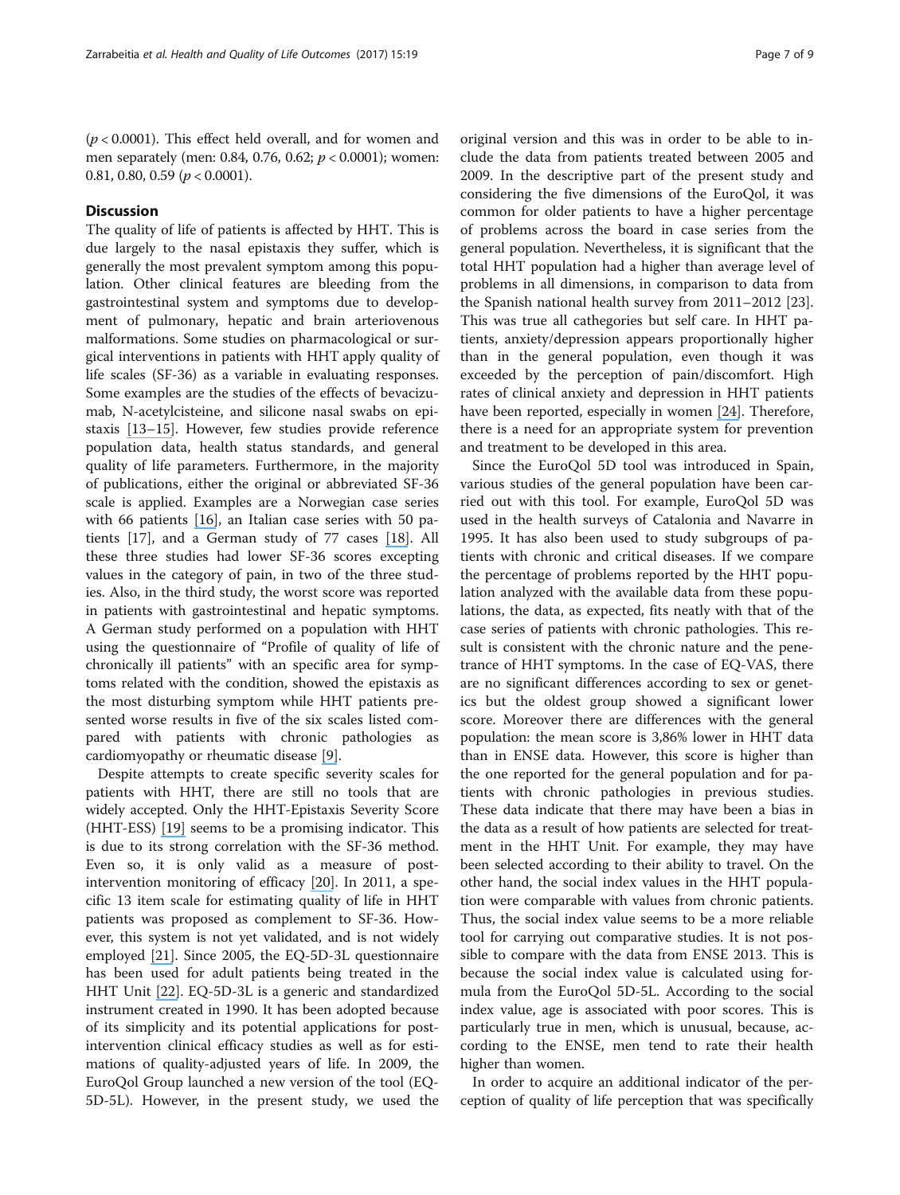($p < 0.0001$). This effect held overall, and for women and men separately (men: 0.84, 0.76, 0.62; $p < 0.0001$); women: 0.81, 0.80, 0.59 ($p < 0.0001$).

## Discussion

The quality of life of patients is affected by HHT. This is due largely to the nasal epistaxis they suffer, which is generally the most prevalent symptom among this population. Other clinical features are bleeding from the gastrointestinal system and symptoms due to development of pulmonary, hepatic and brain arteriovenous malformations. Some studies on pharmacological or surgical interventions in patients with HHT apply quality of life scales (SF-36) as a variable in evaluating responses. Some examples are the studies of the effects of bevacizumab, N-acetylcisteine, and silicone nasal swabs on epistaxis [13–15]. However, few studies provide reference population data, health status standards, and general quality of life parameters. Furthermore, in the majority of publications, either the original or abbreviated SF-36 scale is applied. Examples are a Norwegian case series with 66 patients [16], an Italian case series with 50 patients [17], and a German study of 77 cases [18]. All these three studies had lower SF-36 scores excepting values in the category of pain, in two of the three studies. Also, in the third study, the worst score was reported in patients with gastrointestinal and hepatic symptoms. A German study performed on a population with HHT using the questionnaire of "Profile of quality of life of chronically ill patients" with an specific area for symptoms related with the condition, showed the epistaxis as the most disturbing symptom while HHT patients presented worse results in five of the six scales listed compared with patients with chronic pathologies as cardiomyopathy or rheumatic disease [9].

Despite attempts to create specific severity scales for patients with HHT, there are still no tools that are widely accepted. Only the HHT-Epistaxis Severity Score (HHT-ESS) [19] seems to be a promising indicator. This is due to its strong correlation with the SF-36 method. Even so, it is only valid as a measure of post-intervention monitoring of efficacy [20]. In 2011, a specific 13 item scale for estimating quality of life in HHT patients was proposed as complement to SF-36. However, this system is not yet validated, and is not widely employed [21]. Since 2005, the EQ-5D-3L questionnaire has been used for adult patients being treated in the HHT Unit [22]. EQ-5D-3L is a generic and standardized instrument created in 1990. It has been adopted because of its simplicity and its potential applications for post-intervention clinical efficacy studies as well as for estimations of quality-adjusted years of life. In 2009, the EuroQol Group launched a new version of the tool (EQ-5D-5L). However, in the present study, we used the original version and this was in order to be able to include the data from patients treated between 2005 and 2009. In the descriptive part of the present study and considering the five dimensions of the EuroQol, it was common for older patients to have a higher percentage of problems across the board in case series from the general population. Nevertheless, it is significant that the total HHT population had a higher than average level of problems in all dimensions, in comparison to data from the Spanish national health survey from 2011–2012 [23]. This was true all cathegories but self care. In HHT patients, anxiety/depression appears proportionally higher than in the general population, even though it was exceeded by the perception of pain/discomfort. High rates of clinical anxiety and depression in HHT patients have been reported, especially in women [24]. Therefore, there is a need for an appropriate system for prevention and treatment to be developed in this area.

Since the EuroQol 5D tool was introduced in Spain, various studies of the general population have been carried out with this tool. For example, EuroQol 5D was used in the health surveys of Catalonia and Navarre in 1995. It has also been used to study subgroups of patients with chronic and critical diseases. If we compare the percentage of problems reported by the HHT population analyzed with the available data from these populations, the data, as expected, fits neatly with that of the case series of patients with chronic pathologies. This result is consistent with the chronic nature and the penetrance of HHT symptoms. In the case of EQ-VAS, there are no significant differences according to sex or genetics but the oldest group showed a significant lower score. Moreover there are differences with the general population: the mean score is 3,86% lower in HHT data than in ENSE data. However, this score is higher than the one reported for the general population and for patients with chronic pathologies in previous studies. These data indicate that there may have been a bias in the data as a result of how patients are selected for treatment in the HHT Unit. For example, they may have been selected according to their ability to travel. On the other hand, the social index values in the HHT population were comparable with values from chronic patients. Thus, the social index value seems to be a more reliable tool for carrying out comparative studies. It is not possible to compare with the data from ENSE 2013. This is because the social index value is calculated using formula from the EuroQol 5D-5L. According to the social index value, age is associated with poor scores. This is particularly true in men, which is unusual, because, according to the ENSE, men tend to rate their health higher than women.

In order to acquire an additional indicator of the perception of quality of life perception that was specifically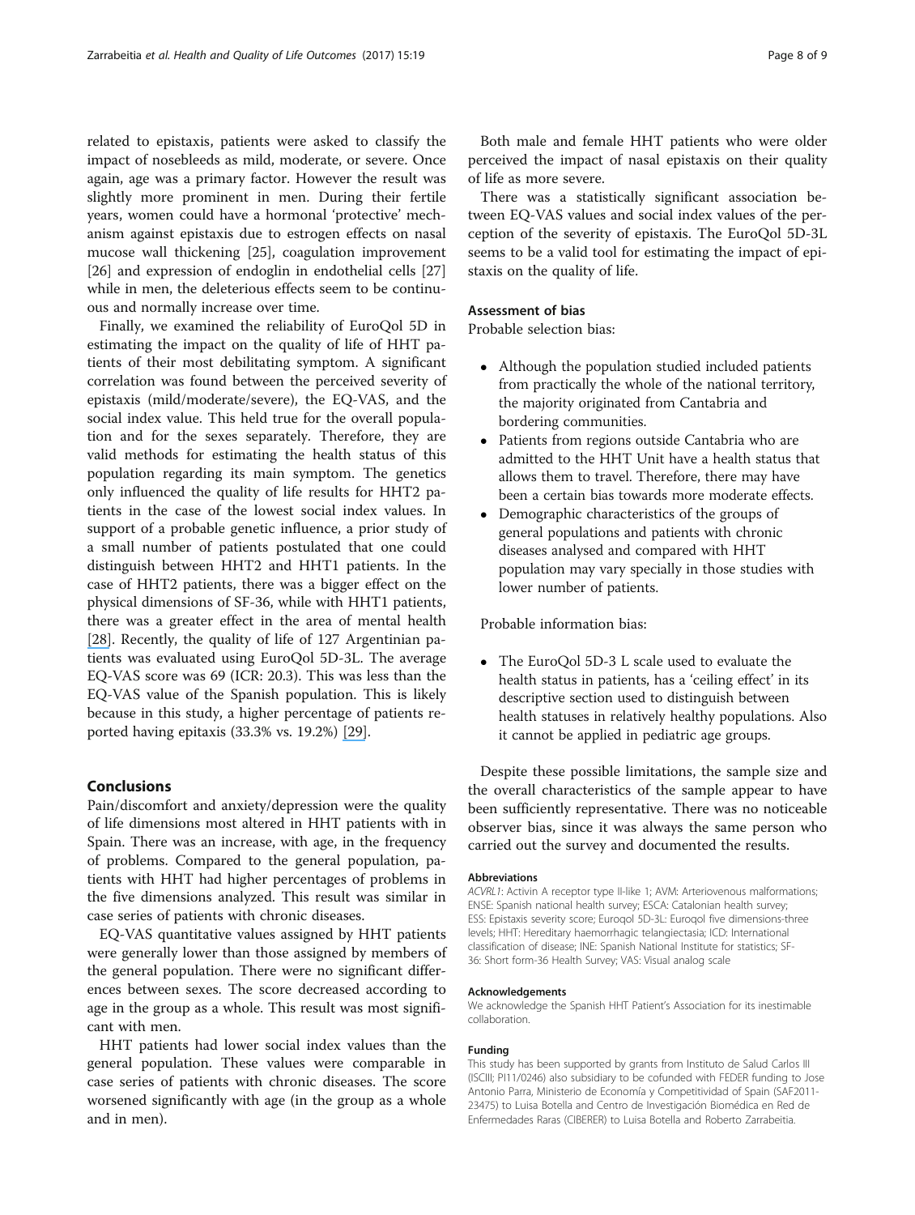related to epistaxis, patients were asked to classify the impact of nosebleeds as mild, moderate, or severe. Once again, age was a primary factor. However the result was slightly more prominent in men. During their fertile years, women could have a hormonal 'protective' mechanism against epistaxis due to estrogen effects on nasal mucose wall thickening [25], coagulation improvement [26] and expression of endoglin in endothelial cells [27] while in men, the deleterious effects seem to be continuous and normally increase over time.

Finally, we examined the reliability of EuroQol 5D in estimating the impact on the quality of life of HHT patients of their most debilitating symptom. A significant correlation was found between the perceived severity of epistaxis (mild/moderate/severe), the EQ-VAS, and the social index value. This held true for the overall population and for the sexes separately. Therefore, they are valid methods for estimating the health status of this population regarding its main symptom. The genetics only influenced the quality of life results for HHT2 patients in the case of the lowest social index values. In support of a probable genetic influence, a prior study of a small number of patients postulated that one could distinguish between HHT2 and HHT1 patients. In the case of HHT2 patients, there was a bigger effect on the physical dimensions of SF-36, while with HHT1 patients, there was a greater effect in the area of mental health [28]. Recently, the quality of life of 127 Argentinian patients was evaluated using EuroQol 5D-3L. The average EQ-VAS score was 69 (ICR: 20.3). This was less than the EQ-VAS value of the Spanish population. This is likely because in this study, a higher percentage of patients reported having epitaxis (33.3% vs. 19.2%) [29].

## Conclusions

Pain/discomfort and anxiety/depression were the quality of life dimensions most altered in HHT patients with in Spain. There was an increase, with age, in the frequency of problems. Compared to the general population, patients with HHT had higher percentages of problems in the five dimensions analyzed. This result was similar in case series of patients with chronic diseases.

EQ-VAS quantitative values assigned by HHT patients were generally lower than those assigned by members of the general population. There were no significant differences between sexes. The score decreased according to age in the group as a whole. This result was most significant with men.

HHT patients had lower social index values than the general population. These values were comparable in case series of patients with chronic diseases. The score worsened significantly with age (in the group as a whole and in men).

Both male and female HHT patients who were older perceived the impact of nasal epistaxis on their quality of life as more severe.

There was a statistically significant association between EQ-VAS values and social index values of the perception of the severity of epistaxis. The EuroQol 5D-3L seems to be a valid tool for estimating the impact of epistaxis on the quality of life.

### Assessment of bias

Probable selection bias:

- Although the population studied included patients from practically the whole of the national territory, the majority originated from Cantabria and bordering communities.
- Patients from regions outside Cantabria who are admitted to the HHT Unit have a health status that allows them to travel. Therefore, there may have been a certain bias towards more moderate effects.
- Demographic characteristics of the groups of general populations and patients with chronic diseases analysed and compared with HHT population may vary specially in those studies with lower number of patients.

Probable information bias:

- The EuroQol 5D-3 L scale used to evaluate the health status in patients, has a 'ceiling effect' in its descriptive section used to distinguish between health statuses in relatively healthy populations. Also it cannot be applied in pediatric age groups.

Despite these possible limitations, the sample size and the overall characteristics of the sample appear to have been sufficiently representative. There was no noticeable observer bias, since it was always the same person who carried out the survey and documented the results.

#### Abbreviations

*ACVRL1*: Activin A receptor type II-like 1; AVM: Arteriovenous malformations; ENSE: Spanish national health survey; ESCA: Catalonian health survey; ESS: Epistaxis severity score; Euroqol 5D-3L: Euroqol five dimensions-three levels; HHT: Hereditary haemorrhagic telangiectasia; ICD: International classification of disease; INE: Spanish National Institute for statistics; SF-36: Short form-36 Health Survey; VAS: Visual analog scale

#### Acknowledgements

We acknowledge the Spanish HHT Patient's Association for its inestimable collaboration.

#### Funding

This study has been supported by grants from Instituto de Salud Carlos III (ISCIII; PI11/0246) also subsidiary to be cofunded with FEDER funding to Jose Antonio Parra, Ministerio de Economía y Competitividad of Spain (SAF2011-23475) to Luisa Botella and Centro de Investigación Biomédica en Red de Enfermedades Raras (CIBERER) to Luisa Botella and Roberto Zarrabeitia.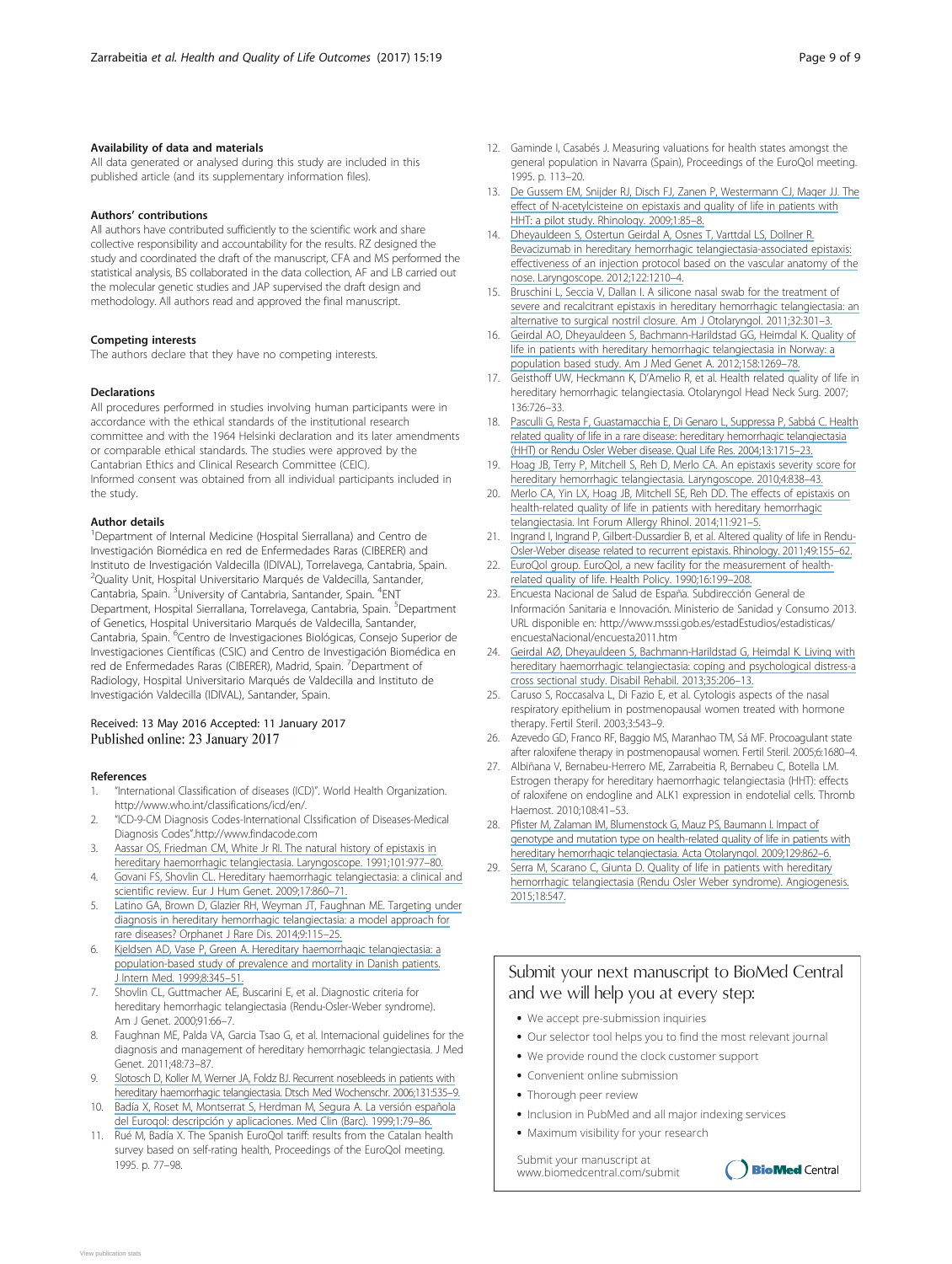### Availability of data and materials

All data generated or analysed during this study are included in this published article (and its supplementary information files).

### Authors' contributions

All authors have contributed sufficiently to the scientific work and share collective responsibility and accountability for the results. RZ designed the study and coordinated the draft of the manuscript, CFA and MS performed the statistical analysis, BS collaborated in the data collection, AF and LB carried out the molecular genetic studies and JAP supervised the draft design and methodology. All authors read and approved the final manuscript.

### Competing interests

The authors declare that they have no competing interests.

### Declarations

All procedures performed in studies involving human participants were in accordance with the ethical standards of the institutional research committee and with the 1964 Helsinki declaration and its later amendments or comparable ethical standards. The studies were approved by the Cantabrian Ethics and Clinical Research Committee (CEIC).
Informed consent was obtained from all individual participants included in the study.

### Author details

[1]Department of Internal Medicine (Hospital Sierrallana) and Centro de Investigación Biomédica en red de Enfermedades Raras (CIBERER) and Instituto de Investigación Valdecilla (IDIVAL), Torrelavega, Cantabria, Spain. [2]Quality Unit, Hospital Universitario Marqués de Valdecilla, Santander, Cantabria, Spain. [3]University of Cantabria, Santander, Spain. [4]ENT Department, Hospital Sierrallana, Torrelavega, Cantabria, Spain. [5]Department of Genetics, Hospital Universitario Marqués de Valdecilla, Santander, Cantabria, Spain. [6]Centro de Investigaciones Biológicas, Consejo Superior de Investigaciones Científicas (CSIC) and Centro de Investigación Biomédica en red de Enfermedades Raras (CIBERER), Madrid, Spain. [7]Department of Radiology, Hospital Universitario Marqués de Valdecilla and Instituto de Investigación Valdecilla (IDIVAL), Santander, Spain.

Received: 13 May 2016 Accepted: 11 January 2017
Published online: 23 January 2017

### References

1. "International Classification of diseases (ICD)". World Health Organization. http://www.who.int/classifications/icd/en/.
2. "ICD-9-CM Diagnosis Codes-International Clssification of Diseases-Medical Diagnosis Codes".http://www.findacode.com
3. Aassar OS, Friedman CM, White Jr RI. The natural history of epistaxis in hereditary haemorrhagic telangiectasia. Laryngoscope. 1991;101:977–80.
4. Govani FS, Shovlin CL. Hereditary haemorrhagic telangiectasia: a clinical and scientific review. Eur J Hum Genet. 2009;17:860–71.
5. Latino GA, Brown D, Glazier RH, Weyman JT, Faughnan ME. Targeting under diagnosis in hereditary hemorrhagic telangiectasia: a model approach for rare diseases? Orphanet J Rare Dis. 2014;9:115–25.
6. Kjeldsen AD, Vase P, Green A. Hereditary haemorrhagic telangiectasia: a population-based study of prevalence and mortality in Danish patients. J Intern Med. 1999;8:345–51.
7. Shovlin CL, Guttmacher AE, Buscarini E, et al. Diagnostic criteria for hereditary hemorrhagic telangiectasia (Rendu-Osler-Weber syndrome). Am J Genet. 2000;91:66–7.
8. Faughnan ME, Palda VA, Garcia Tsao G, et al. Internacional guidelines for the diagnosis and management of hereditary hemorrhagic telangiectasia. J Med Genet. 2011;48:73–87.
9. Slotosch D, Koller M, Werner JA, Foldz BJ. Recurrent nosebleeds in patients with hereditary haemorrhagic telangiectasia. Dtsch Med Wochenschr. 2006;131:535–9.
10. Badía X, Roset M, Montserrat S, Herdman M, Segura A. La versión española del Euroqol: descripción y aplicaciones. Med Clin (Barc). 1999;1:79–86.
11. Rué M, Badía X. The Spanish EuroQol tariff: results from the Catalan health survey based on self-rating health, Proceedings of the EuroQol meeting. 1995. p. 77–98.
12. Gaminde I, Casabés J. Measuring valuations for health states amongst the general population in Navarra (Spain), Proceedings of the EuroQol meeting. 1995. p. 113–20.
13. De Gussem EM, Snijder RJ, Disch FJ, Zanen P, Westermann CJ, Mager JJ. The effect of N-acetylcisteine on epistaxis and quality of life in patients with HHT: a pilot study. Rhinology. 2009;1:85–8.
14. Dheyauldeen S, Ostertun Geirdal A, Osnes T, Varttdal LS, Dollner R. Bevacizumab in hereditary hemorrhagic telangiectasia-associated epistaxis: effectiveness of an injection protocol based on the vascular anatomy of the nose. Laryngoscope. 2012;122:1210–4.
15. Bruschini L, Seccia V, Dallan I. A silicone nasal swab for the treatment of severe and recalcitrant epistaxis in hereditary hemorrhagic telangiectasia: an alternative to surgical nostril closure. Am J Otolaryngol. 2011;32:301–3.
16. Geirdal AO, Dheyauldeen S, Bachmann-Harildstad GG, Heimdal K. Quality of life in patients with hereditary hemorrhagic telangiectasia in Norway: a population based study. Am J Med Genet A. 2012;158:1269–78.
17. Geisthoff UW, Heckmann K, D'Amelio R, et al. Health related quality of life in hereditary hemorrhagic telangiectasia. Otolaryngol Head Neck Surg. 2007; 136:726–33.
18. Pasculli G, Resta F, Guastamacchia E, Di Genaro L, Suppressa P, Sabbá C. Health related quality of life in a rare disease: hereditary hemorrhagic telangiectasia (HHT) or Rendu Osler Weber disease. Qual Life Res. 2004;13:1715–23.
19. Hoag JB, Terry P, Mitchell S, Reh D, Merlo CA. An epistaxis severity score for hereditary hemorrhagic telangiectasia. Laryngoscope. 2010;4:838–43.
20. Merlo CA, Yin LX, Hoag JB, Mitchell SE, Reh DD. The effects of epistaxis on health-related quality of life in patients with hereditary hemorrhagic telangiectasia. Int Forum Allergy Rhinol. 2014;11:921–5.
21. Ingrand I, Ingrand P, Gilbert-Dussardier B, et al. Altered quality of life in Rendu-Osler-Weber disease related to recurrent epistaxis. Rhinology. 2011;49:155–62.
22. EuroQol group. EuroQol, a new facility for the measurement of health-related quality of life. Health Policy. 1990;16:199–208.
23. Encuesta Nacional de Salud de España. Subdirección General de Información Sanitaria e Innovación. Ministerio de Sanidad y Consumo 2013. URL disponible en: http://www.msssi.gob.es/estadEstudios/estadisticas/encuestaNacional/encuesta2011.htm
24. Geirdal AØ, Dheyauldeen S, Bachmann-Harildstad G, Heimdal K. Living with hereditary haemorrhagic telangiectasia: coping and psychological distress-a cross sectional study. Disabil Rehabil. 2013;35:206–13.
25. Caruso S, Roccasalva L, Di Fazio E, et al. Cytologis aspects of the nasal respiratory epithelium in postmenopausal women treated with hormone therapy. Fertil Steril. 2003;3:543–9.
26. Azevedo GD, Franco RF, Baggio MS, Maranhao TM, Sá MF. Procoagulant state after raloxifene therapy in postmenopausal women. Fertil Steril. 2005;6:1680–4.
27. Albiñana V, Bernabeu-Herrero ME, Zarrabeitia R, Bernabeu C, Botella LM. Estrogen therapy for hereditary haemorrhagic telangiectasia (HHT): effects of raloxifene on endogline and ALK1 expression in endotelial cells. Thromb Haemost. 2010;108:41–53.
28. Pfister M, Zalaman IM, Blumenstock G, Mauz PS, Baumann I. Impact of genotype and mutation type on health-related quality of life in patients with hereditary hemorrhagic telangiectasia. Acta Otolaryngol. 2009;129:862–6.
29. Serra M, Scarano C, Giunta D. Quality of life in patients with hereditary hemorrhagic telangiectasia (Rendu Osler Weber syndrome). Angiogenesis. 2015;18:547.

Submit your next manuscript to BioMed Central and we will help you at every step:

- We accept pre-submission inquiries
- Our selector tool helps you to find the most relevant journal
- We provide round the clock customer support
- Convenient online submission
- Thorough peer review
- Inclusion in PubMed and all major indexing services
- Maximum visibility for your research

Submit your manuscript at www.biomedcentral.com/submit

BioMed Central